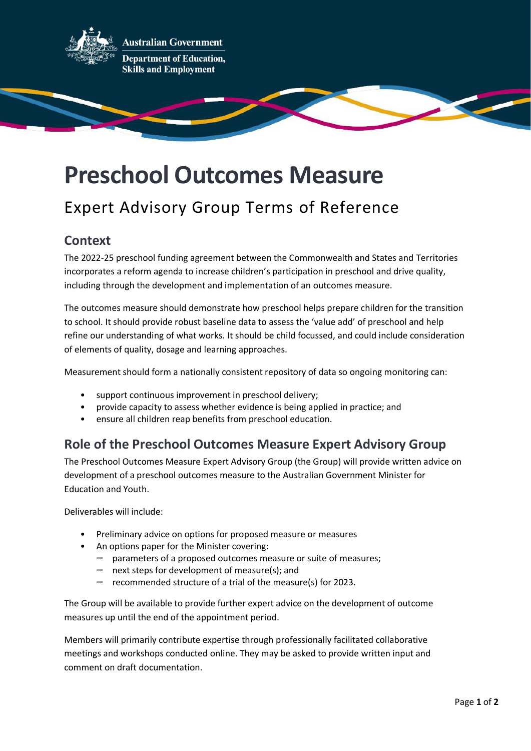Australian Government

Department of Education, Skills and Employment

# Preschool Outcomes Measure

## Expert Advisory Group Terms of Reference

### Context

The 2022-25 preschool funding agreement between the Commonwealth and States and Territories incorporates a reform agenda to increase children's participation in preschool and drive quality, including through the development and implementation of an outcomes measure.

The outcomes measure should demonstrate how preschool helps prepare children for the transition to school. It should provide robust baseline data to assess the 'value add' of preschool and help refine our understanding of what works. It should be child focussed, and could include consideration of elements of quality, dosage and learning approaches.

Measurement should form a nationally consistent repository of data so ongoing monitoring can:

- support continuous improvement in preschool delivery;
- provide capacity to assess whether evidence is being applied in practice; and
- ensure all children reap benefits from preschool education.

### Role of the Preschool Outcomes Measure Expert Advisory Group

The Preschool Outcomes Measure Expert Advisory Group (the Group) will provide written advice on development of a preschool outcomes measure to the Australian Government Minister for Education and Youth.

Deliverables will include:

- Preliminary advice on options for proposed measure or measures
- An options paper for the Minister covering:
  - parameters of a proposed outcomes measure or suite of measures;
  - next steps for development of measure(s); and
  - recommended structure of a trial of the measure(s) for 2023.

The Group will be available to provide further expert advice on the development of outcome measures up until the end of the appointment period.

Members will primarily contribute expertise through professionally facilitated collaborative meetings and workshops conducted online. They may be asked to provide written input and comment on draft documentation.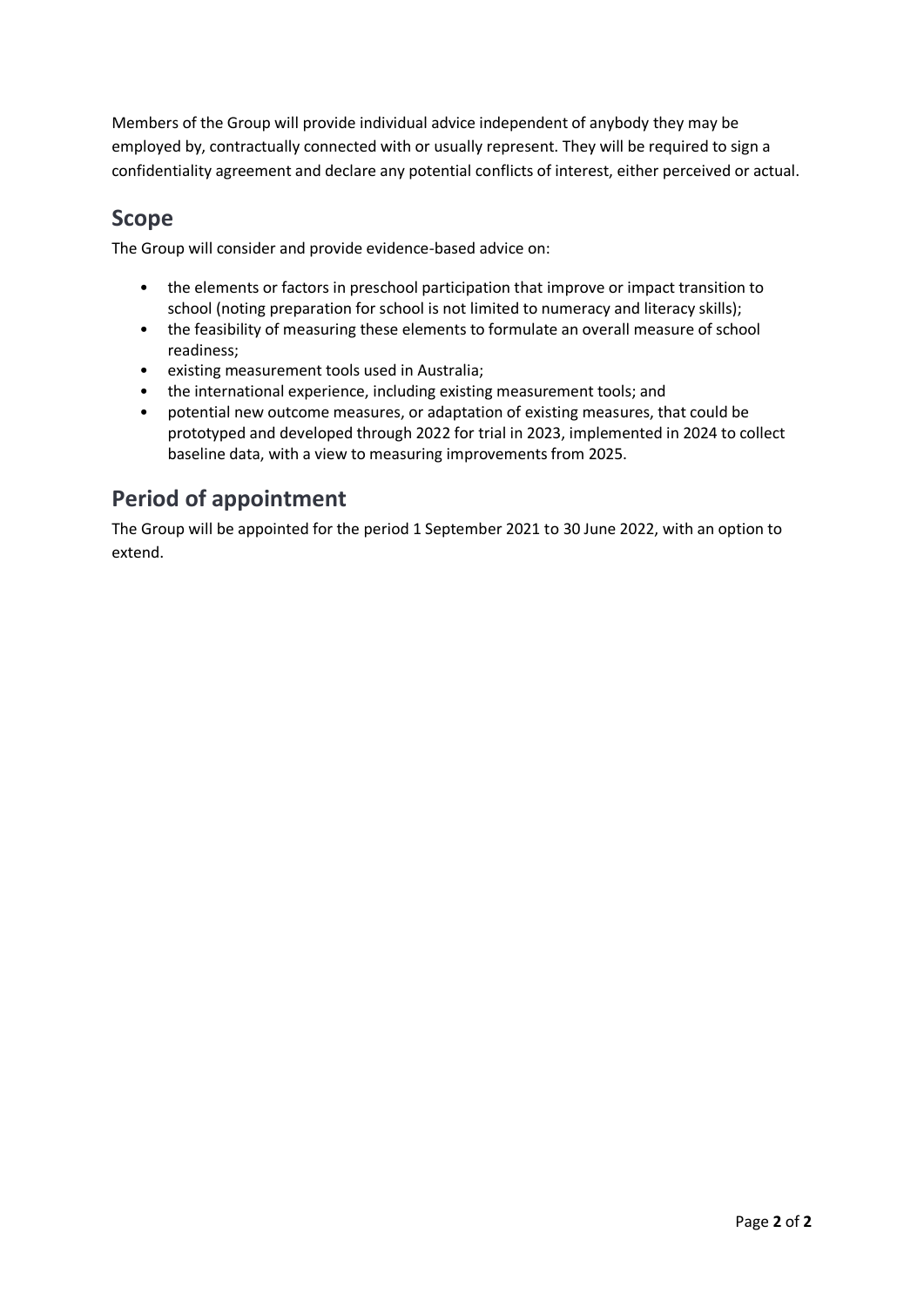Members of the Group will provide individual advice independent of anybody they may be employed by, contractually connected with or usually represent. They will be required to sign a confidentiality agreement and declare any potential conflicts of interest, either perceived or actual.

## Scope

The Group will consider and provide evidence-based advice on:

- the elements or factors in preschool participation that improve or impact transition to school (noting preparation for school is not limited to numeracy and literacy skills);
- the feasibility of measuring these elements to formulate an overall measure of school readiness;
- existing measurement tools used in Australia;
- the international experience, including existing measurement tools; and
- potential new outcome measures, or adaptation of existing measures, that could be prototyped and developed through 2022 for trial in 2023, implemented in 2024 to collect baseline data, with a view to measuring improvements from 2025.

## Period of appointment

The Group will be appointed for the period 1 September 2021 to 30 June 2022, with an option to extend.